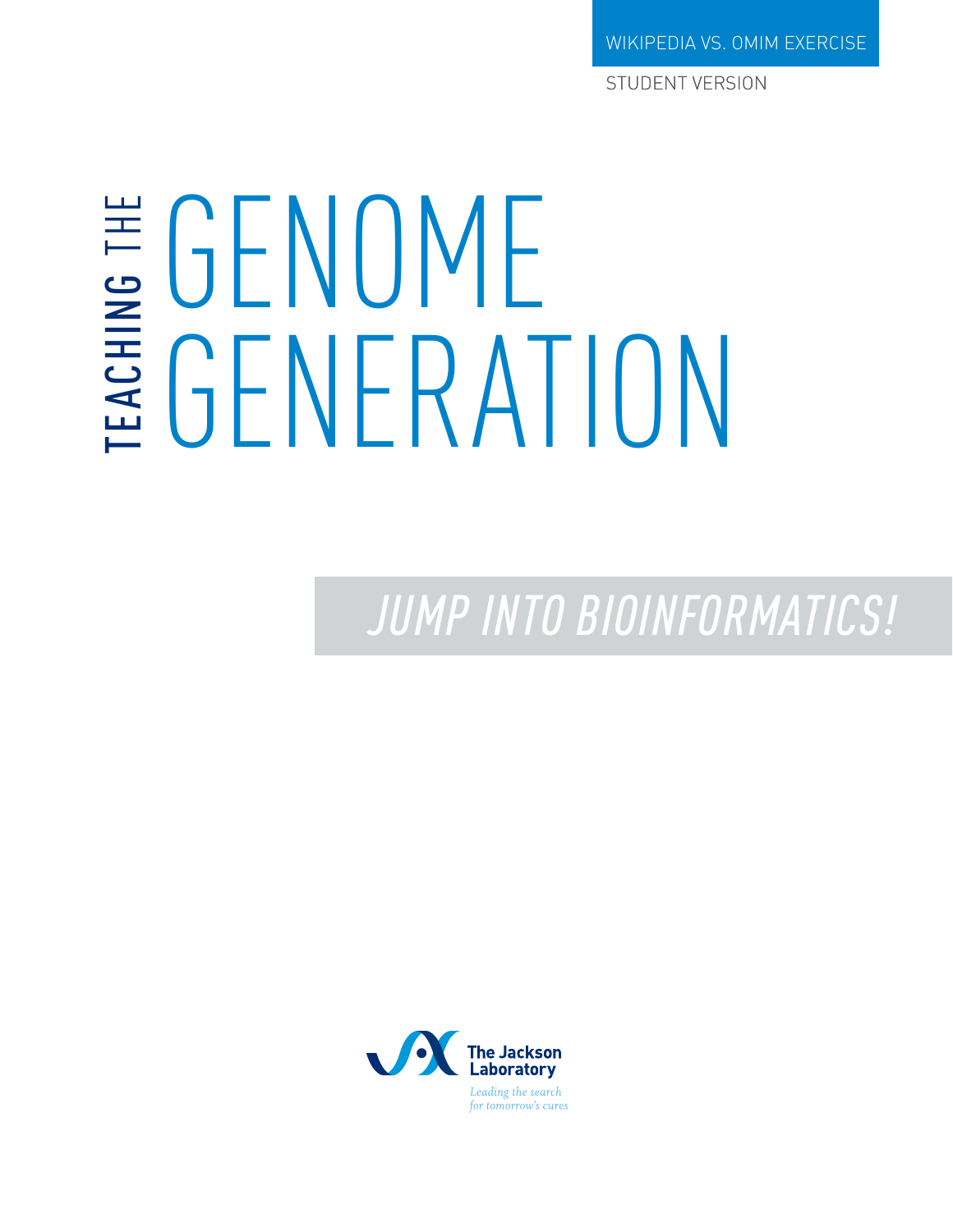WIKIPEDIA VS. OMIM EXERCISE

STUDENT VERSION

# TEACHING THE GENOME GENERATION

## *JUMP INTO BIOINFORMATICS!*

The Jackson Laboratory

*Leading the search for tomorrow's cures*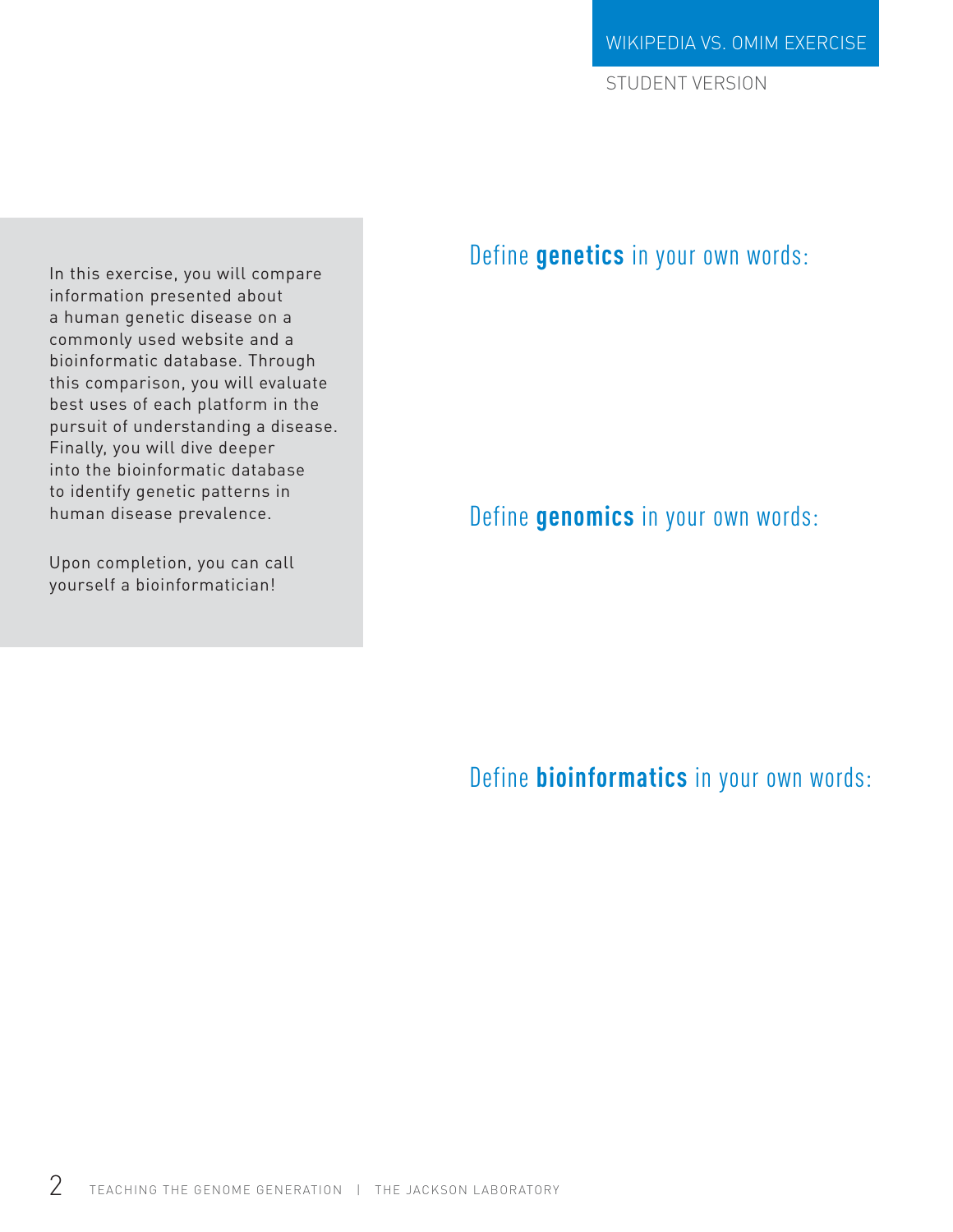In this exercise, you will compare information presented about a human genetic disease on a commonly used website and a bioinformatic database. Through this comparison, you will evaluate best uses of each platform in the pursuit of understanding a disease. Finally, you will dive deeper into the bioinformatic database to identify genetic patterns in human disease prevalence.

Upon completion, you can call yourself a bioinformatician!

## Define **genetics** in your own words:

## Define **genomics** in your own words:

## Define **bioinformatics** in your own words: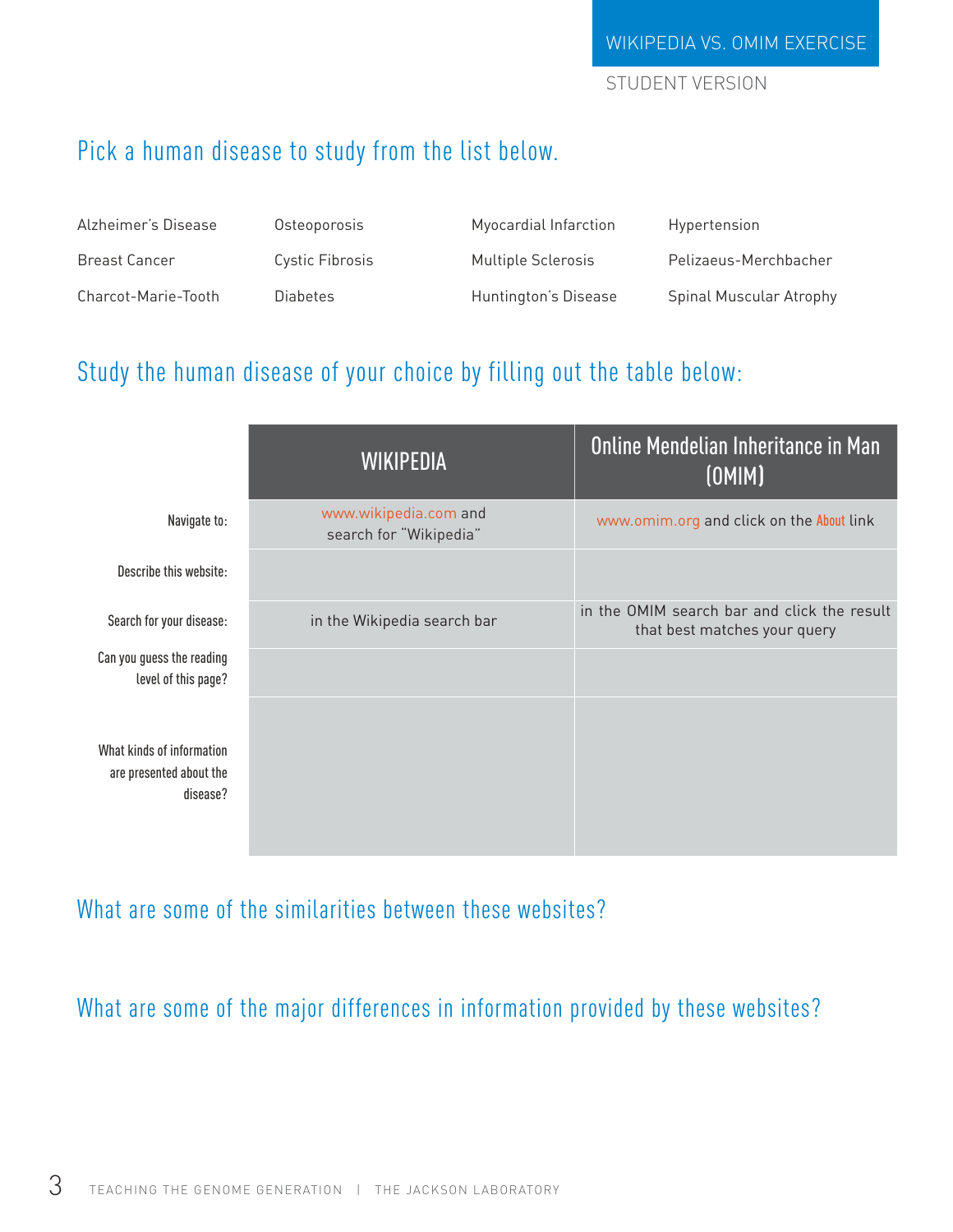WIKIPEDIA VS. OMIM EXERCISE

STUDENT VERSION

## Pick a human disease to study from the list below.

| | | | |
|---|---|---|---|
| Alzheimer's Disease | Osteoporosis | Myocardial Infarction | Hypertension |
| Breast Cancer | Cystic Fibrosis | Multiple Sclerosis | Pelizaeus-Merchbacher |
| Charcot-Marie-Tooth | Diabetes | Huntington's Disease | Spinal Muscular Atrophy |

## Study the human disease of your choice by filling out the table below:

| | WIKIPEDIA | Online Mendelian Inheritance in Man (OMIM) |
|---|---|---|
| Navigate to: | www.wikipedia.com and search for "Wikipedia" | www.omim.org and click on the About link |
| Describe this website: | | |
| Search for your disease: | in the Wikipedia search bar | in the OMIM search bar and click the result that best matches your query |
| Can you guess the reading level of this page? | | |
| What kinds of information are presented about the disease? | | |

## What are some of the similarities between these websites?

## What are some of the major differences in information provided by these websites?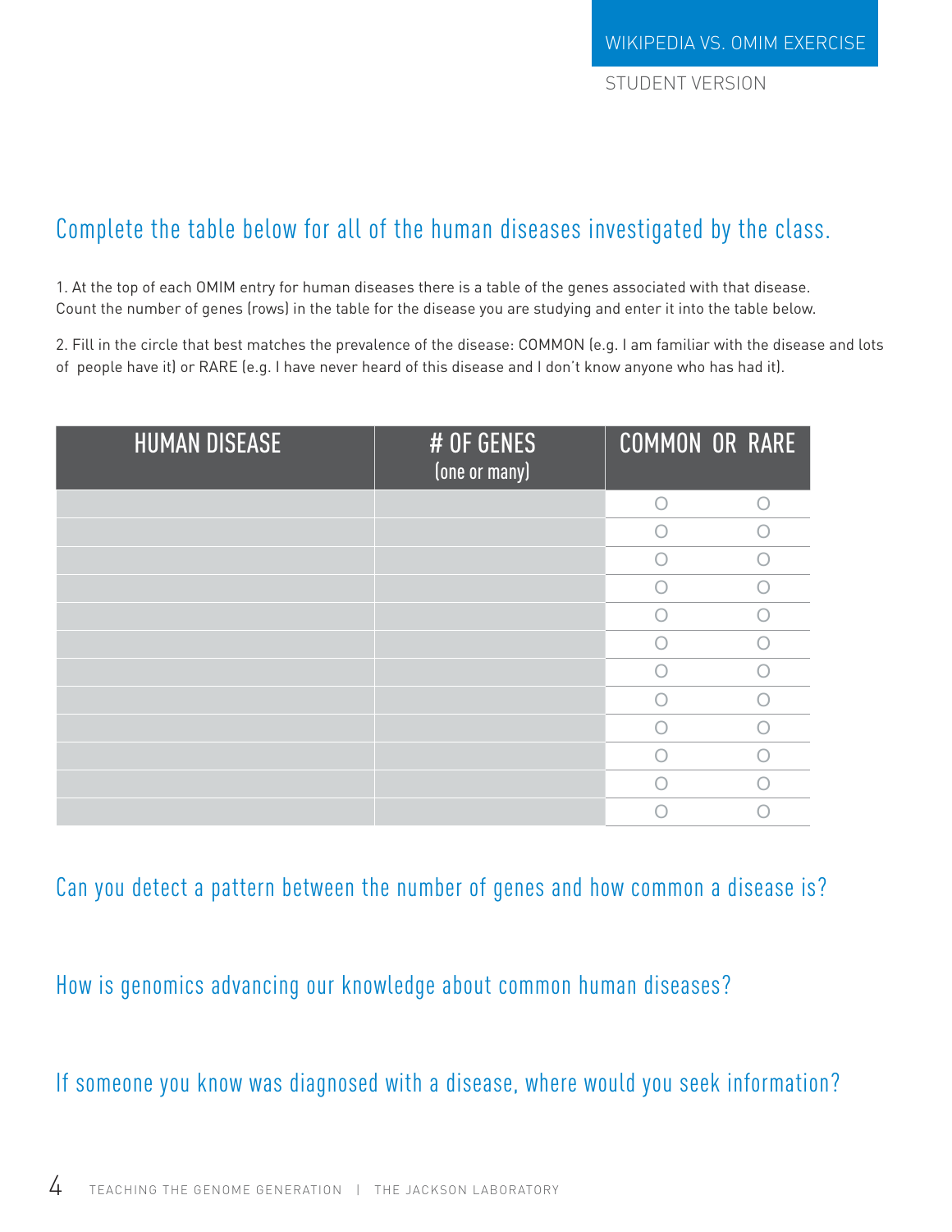WIKIPEDIA VS. OMIM EXERCISE

STUDENT VERSION

## Complete the table below for all of the human diseases investigated by the class.

1. At the top of each OMIM entry for human diseases there is a table of the genes associated with that disease. Count the number of genes (rows) in the table for the disease you are studying and enter it into the table below.

2. Fill in the circle that best matches the prevalence of the disease: COMMON (e.g. I am familiar with the disease and lots of people have it) or RARE (e.g. I have never heard of this disease and I don't know anyone who has had it).

| HUMAN DISEASE | # OF GENES (one or many) | COMMON | RARE |
|---|---|---|---|
| | | ○ | ○ |
| | | ○ | ○ |
| | | ○ | ○ |
| | | ○ | ○ |
| | | ○ | ○ |
| | | ○ | ○ |
| | | ○ | ○ |
| | | ○ | ○ |
| | | ○ | ○ |
| | | ○ | ○ |
| | | ○ | ○ |
| | | ○ | ○ |

## Can you detect a pattern between the number of genes and how common a disease is?

## How is genomics advancing our knowledge about common human diseases?

## If someone you know was diagnosed with a disease, where would you seek information?